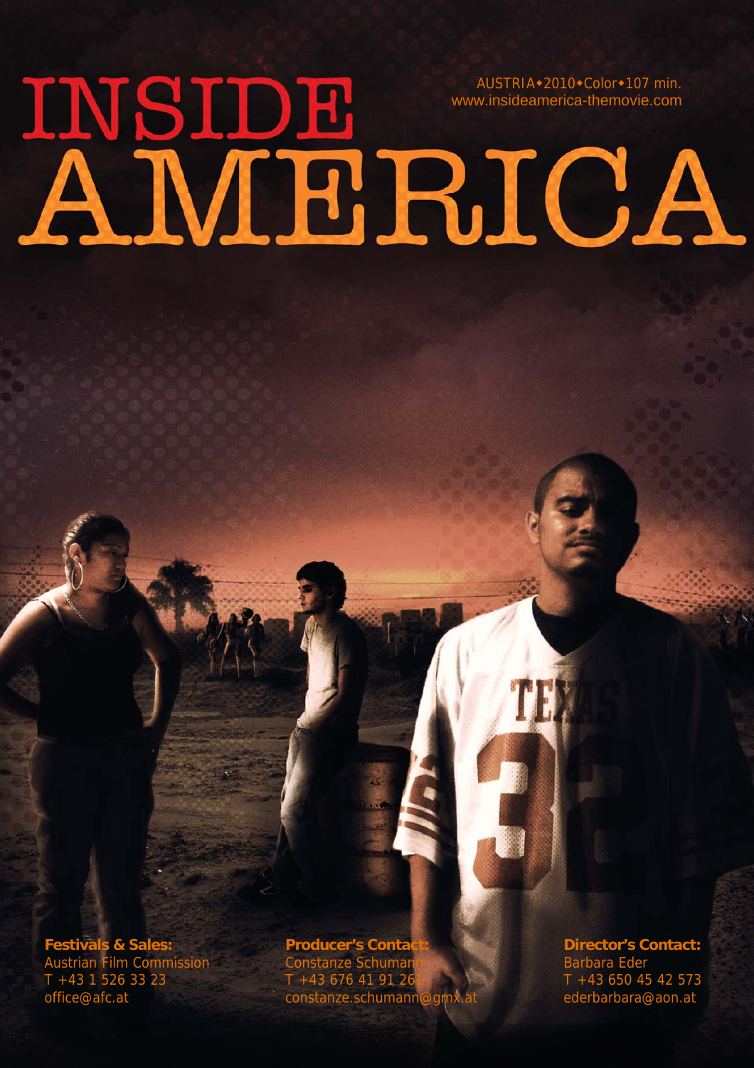# INSIDE AMERICA

AUSTRIA◆2010◆Color◆107 min.
www.insideamerica-themovie.com

**Festivals & Sales:**
Austrian Film Commission
T +43 1 526 33 23
office@afc.at

**Producer's Contact:**
Constanze Schumann
T +43 676 41 91 261
constanze.schumann@gmx.at

**Director's Contact:**
Barbara Eder
T +43 650 45 42 573
ederbarbara@aon.at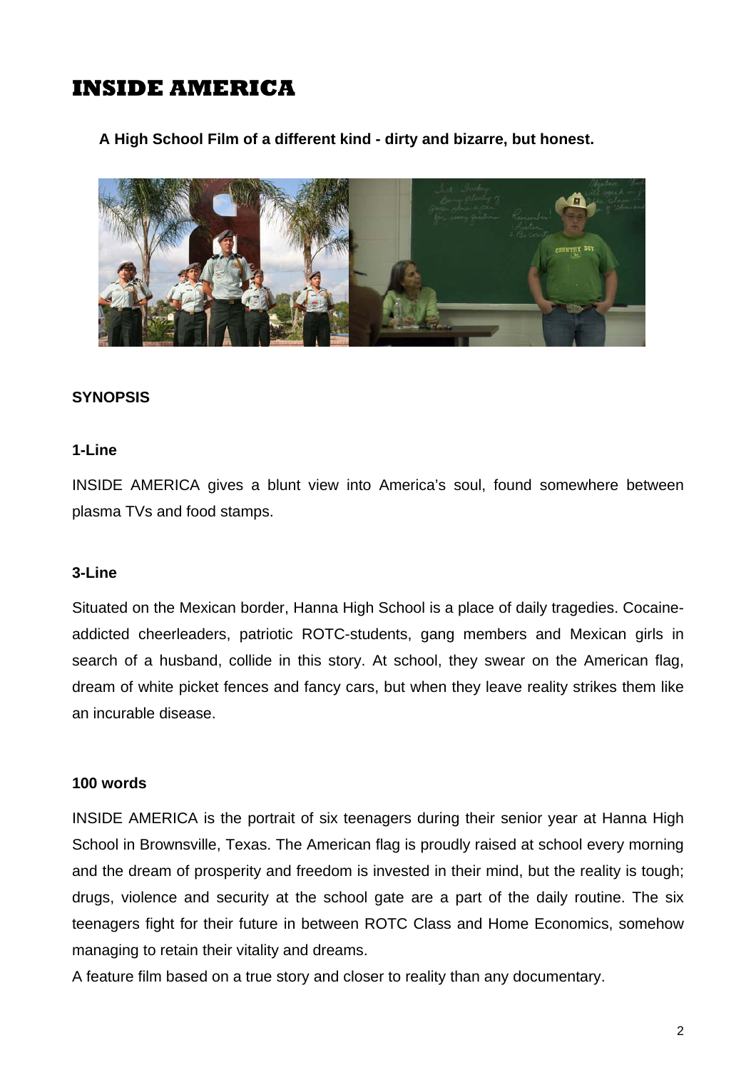# INSIDE AMERICA

**A High School Film of a different kind - dirty and bizarre, but honest.**

**SYNOPSIS**

**1-Line**

INSIDE AMERICA gives a blunt view into America's soul, found somewhere between plasma TVs and food stamps.

**3-Line**

Situated on the Mexican border, Hanna High School is a place of daily tragedies. Cocaine-addicted cheerleaders, patriotic ROTC-students, gang members and Mexican girls in search of a husband, collide in this story. At school, they swear on the American flag, dream of white picket fences and fancy cars, but when they leave reality strikes them like an incurable disease.

**100 words**

INSIDE AMERICA is the portrait of six teenagers during their senior year at Hanna High School in Brownsville, Texas. The American flag is proudly raised at school every morning and the dream of prosperity and freedom is invested in their mind, but the reality is tough; drugs, violence and security at the school gate are a part of the daily routine. The six teenagers fight for their future in between ROTC Class and Home Economics, somehow managing to retain their vitality and dreams.

A feature film based on a true story and closer to reality than any documentary.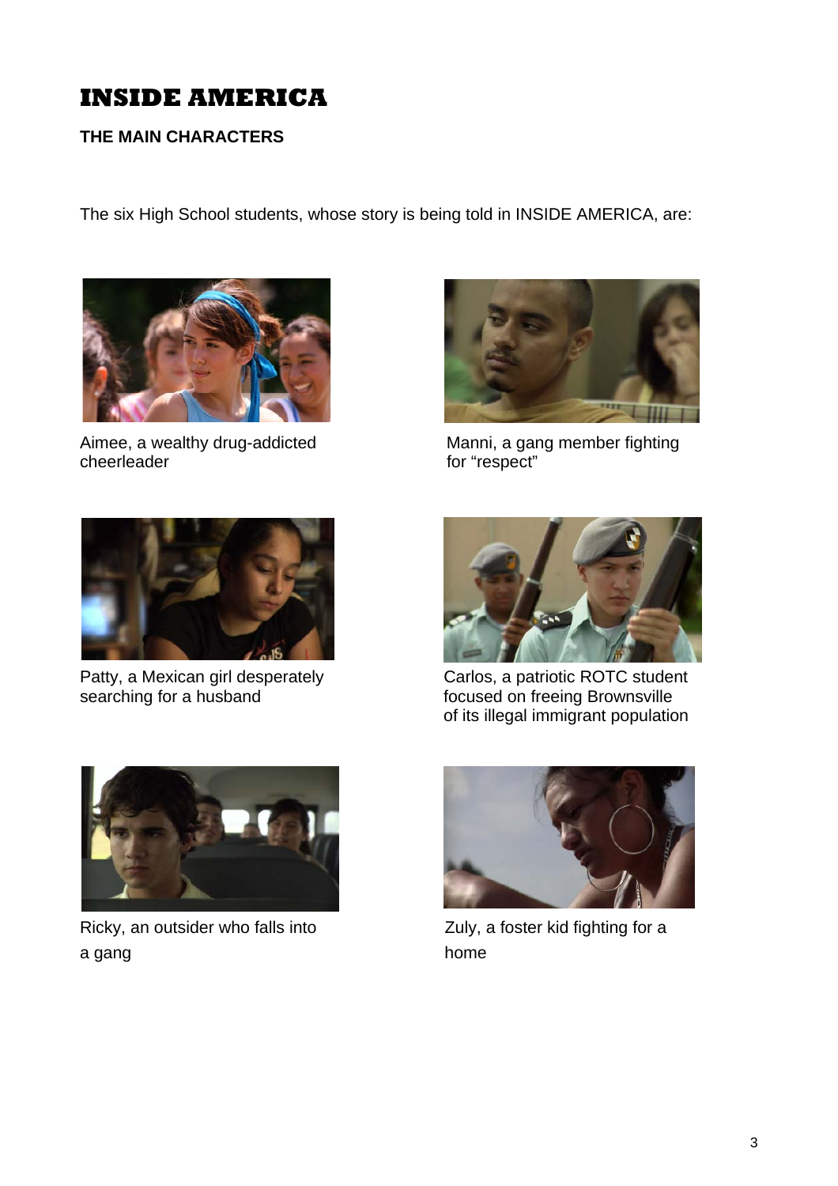# INSIDE AMERICA

## THE MAIN CHARACTERS

The six High School students, whose story is being told in INSIDE AMERICA, are:

Aimee, a wealthy drug-addicted cheerleader

Manni, a gang member fighting for "respect"

Patty, a Mexican girl desperately searching for a husband

Carlos, a patriotic ROTC student focused on freeing Brownsville of its illegal immigrant population

Ricky, an outsider who falls into a gang

Zuly, a foster kid fighting for a home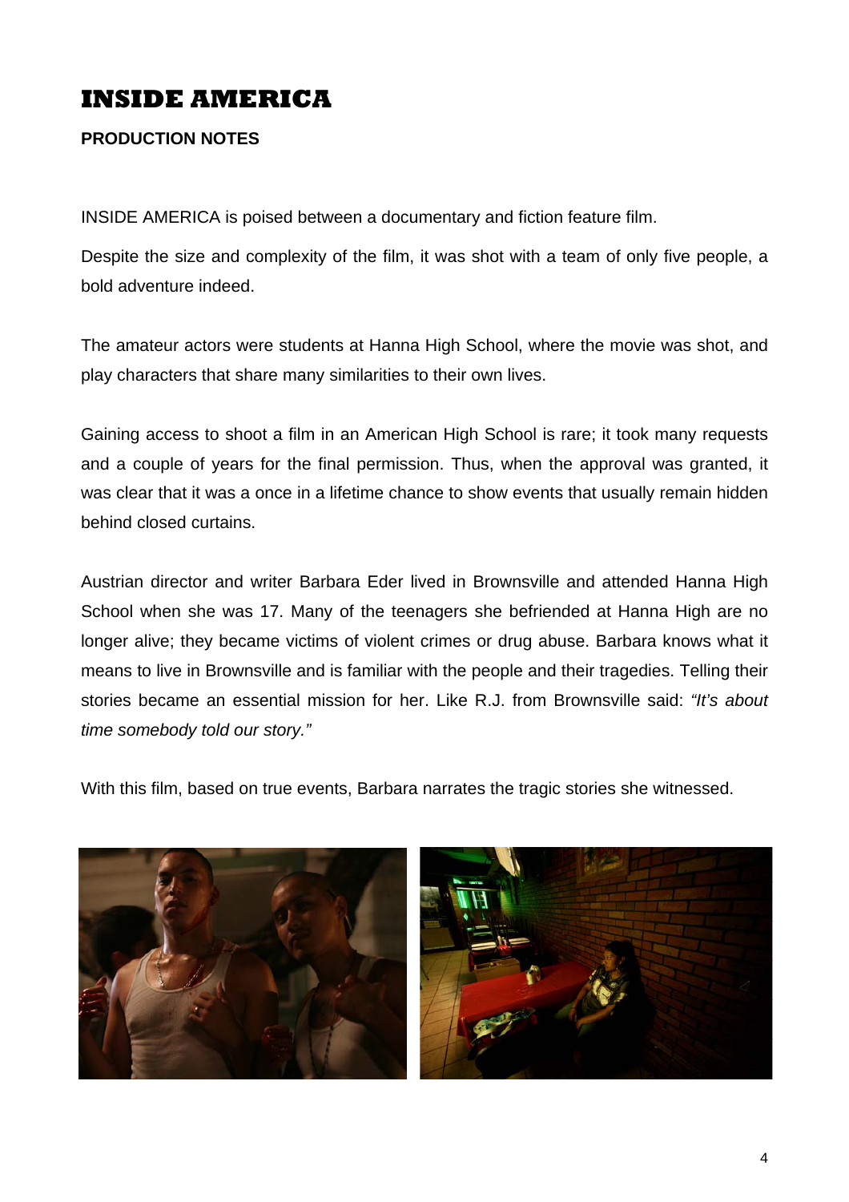# INSIDE AMERICA

**PRODUCTION NOTES**

INSIDE AMERICA is poised between a documentary and fiction feature film.

Despite the size and complexity of the film, it was shot with a team of only five people, a bold adventure indeed.

The amateur actors were students at Hanna High School, where the movie was shot, and play characters that share many similarities to their own lives.

Gaining access to shoot a film in an American High School is rare; it took many requests and a couple of years for the final permission. Thus, when the approval was granted, it was clear that it was a once in a lifetime chance to show events that usually remain hidden behind closed curtains.

Austrian director and writer Barbara Eder lived in Brownsville and attended Hanna High School when she was 17. Many of the teenagers she befriended at Hanna High are no longer alive; they became victims of violent crimes or drug abuse. Barbara knows what it means to live in Brownsville and is familiar with the people and their tragedies. Telling their stories became an essential mission for her. Like R.J. from Brownsville said: *"It's about time somebody told our story."*

With this film, based on true events, Barbara narrates the tragic stories she witnessed.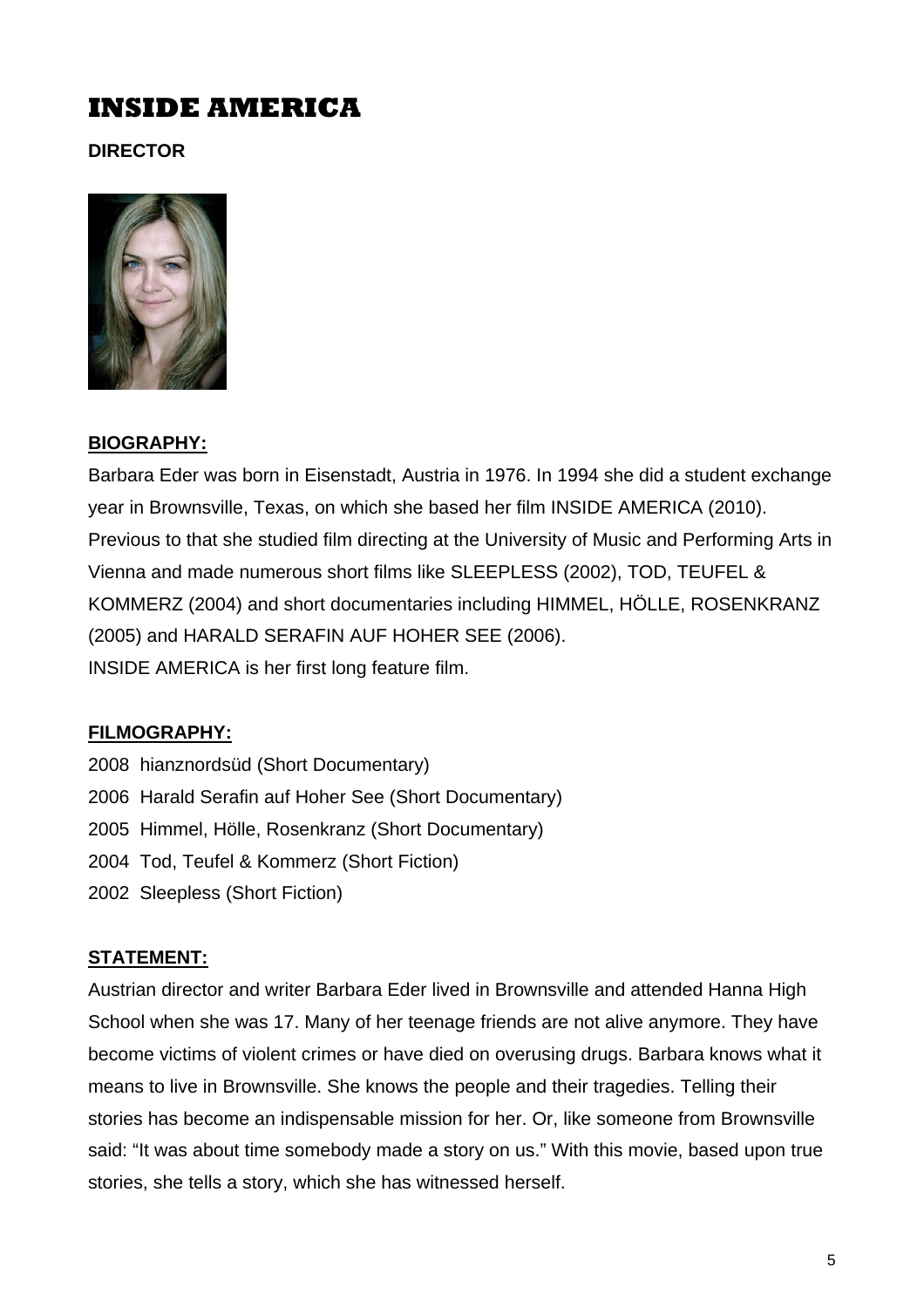# INSIDE AMERICA

**DIRECTOR**

**BIOGRAPHY:**

Barbara Eder was born in Eisenstadt, Austria in 1976. In 1994 she did a student exchange year in Brownsville, Texas, on which she based her film INSIDE AMERICA (2010). Previous to that she studied film directing at the University of Music and Performing Arts in Vienna and made numerous short films like SLEEPLESS (2002), TOD, TEUFEL & KOMMERZ (2004) and short documentaries including HIMMEL, HÖLLE, ROSENKRANZ (2005) and HARALD SERAFIN AUF HOHER SEE (2006).
INSIDE AMERICA is her first long feature film.

**FILMOGRAPHY:**

2008 hianznordsüd (Short Documentary)
2006 Harald Serafin auf Hoher See (Short Documentary)
2005 Himmel, Hölle, Rosenkranz (Short Documentary)
2004 Tod, Teufel & Kommerz (Short Fiction)
2002 Sleepless (Short Fiction)

**STATEMENT:**

Austrian director and writer Barbara Eder lived in Brownsville and attended Hanna High School when she was 17. Many of her teenage friends are not alive anymore. They have become victims of violent crimes or have died on overusing drugs. Barbara knows what it means to live in Brownsville. She knows the people and their tragedies. Telling their stories has become an indispensable mission for her. Or, like someone from Brownsville said: "It was about time somebody made a story on us." With this movie, based upon true stories, she tells a story, which she has witnessed herself.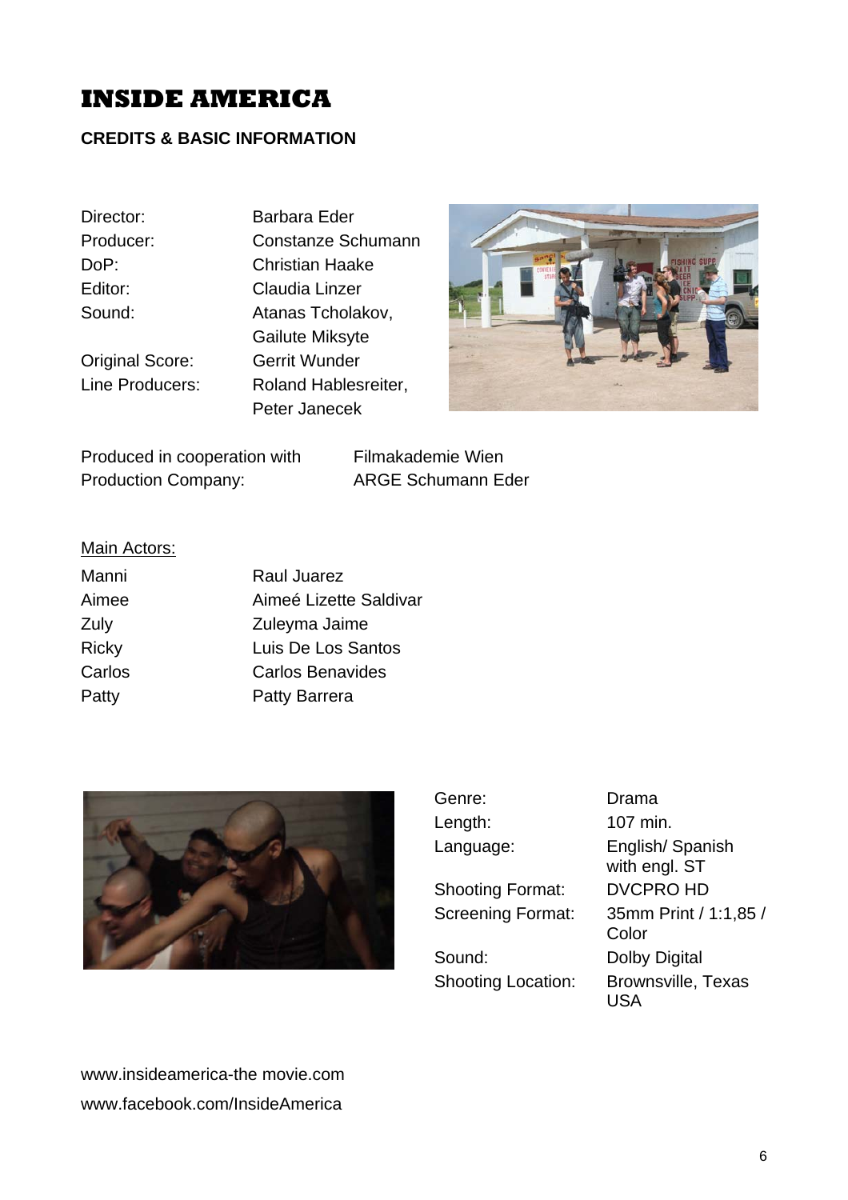# INSIDE AMERICA

## CREDITS & BASIC INFORMATION

| | |
|---|---|
| Director: | Barbara Eder |
| Producer: | Constanze Schumann |
| DoP: | Christian Haake |
| Editor: | Claudia Linzer |
| Sound: | Atanas Tcholakov, Gailute Miksyte |
| Original Score: | Gerrit Wunder |
| Line Producers: | Roland Hablesreiter, Peter Janecek |

| | |
|---|---|
| Produced in cooperation with | Filmakademie Wien |
| Production Company: | ARGE Schumann Eder |

Main Actors:

| | |
|---|---|
| Manni | Raul Juarez |
| Aimee | Aimeé Lizette Saldivar |
| Zuly | Zuleyma Jaime |
| Ricky | Luis De Los Santos |
| Carlos | Carlos Benavides |
| Patty | Patty Barrera |

| | |
|---|---|
| Genre: | Drama |
| Length: | 107 min. |
| Language: | English/ Spanish with engl. ST |
| Shooting Format: | DVCPRO HD |
| Screening Format: | 35mm Print / 1:1,85 / Color |
| Sound: | Dolby Digital |
| Shooting Location: | Brownsville, Texas USA |

www.insideamerica-the movie.com
www.facebook.com/InsideAmerica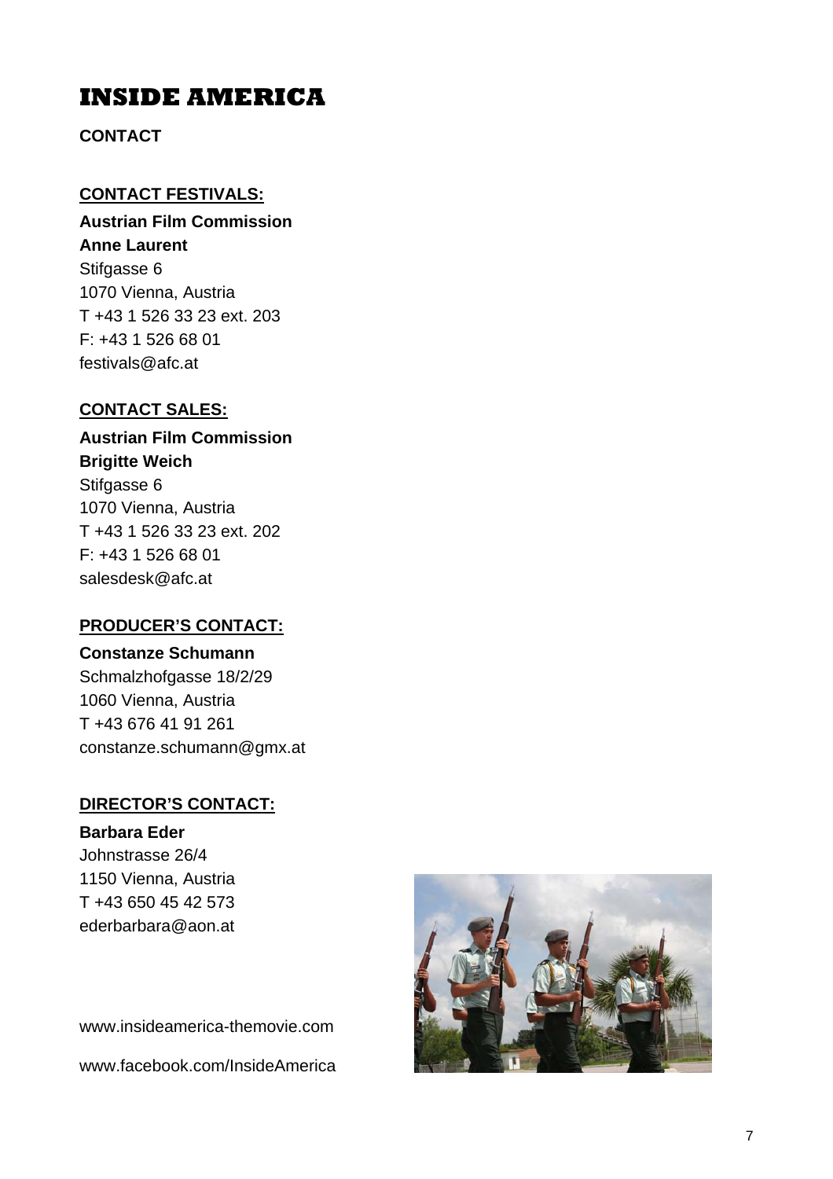# INSIDE AMERICA

**CONTACT**

**CONTACT FESTIVALS:**

**Austrian Film Commission**
**Anne Laurent**
Stifgasse 6
1070 Vienna, Austria
T +43 1 526 33 23 ext. 203
F: +43 1 526 68 01
festivals@afc.at

**CONTACT SALES:**

**Austrian Film Commission**
**Brigitte Weich**
Stifgasse 6
1070 Vienna, Austria
T +43 1 526 33 23 ext. 202
F: +43 1 526 68 01
salesdesk@afc.at

**PRODUCER'S CONTACT:**

**Constanze Schumann**
Schmalzhofgasse 18/2/29
1060 Vienna, Austria
T +43 676 41 91 261
constanze.schumann@gmx.at

**DIRECTOR'S CONTACT:**

**Barbara Eder**
Johnstrasse 26/4
1150 Vienna, Austria
T +43 650 45 42 573
ederbarbara@aon.at

www.insideamerica-themovie.com

www.facebook.com/InsideAmerica